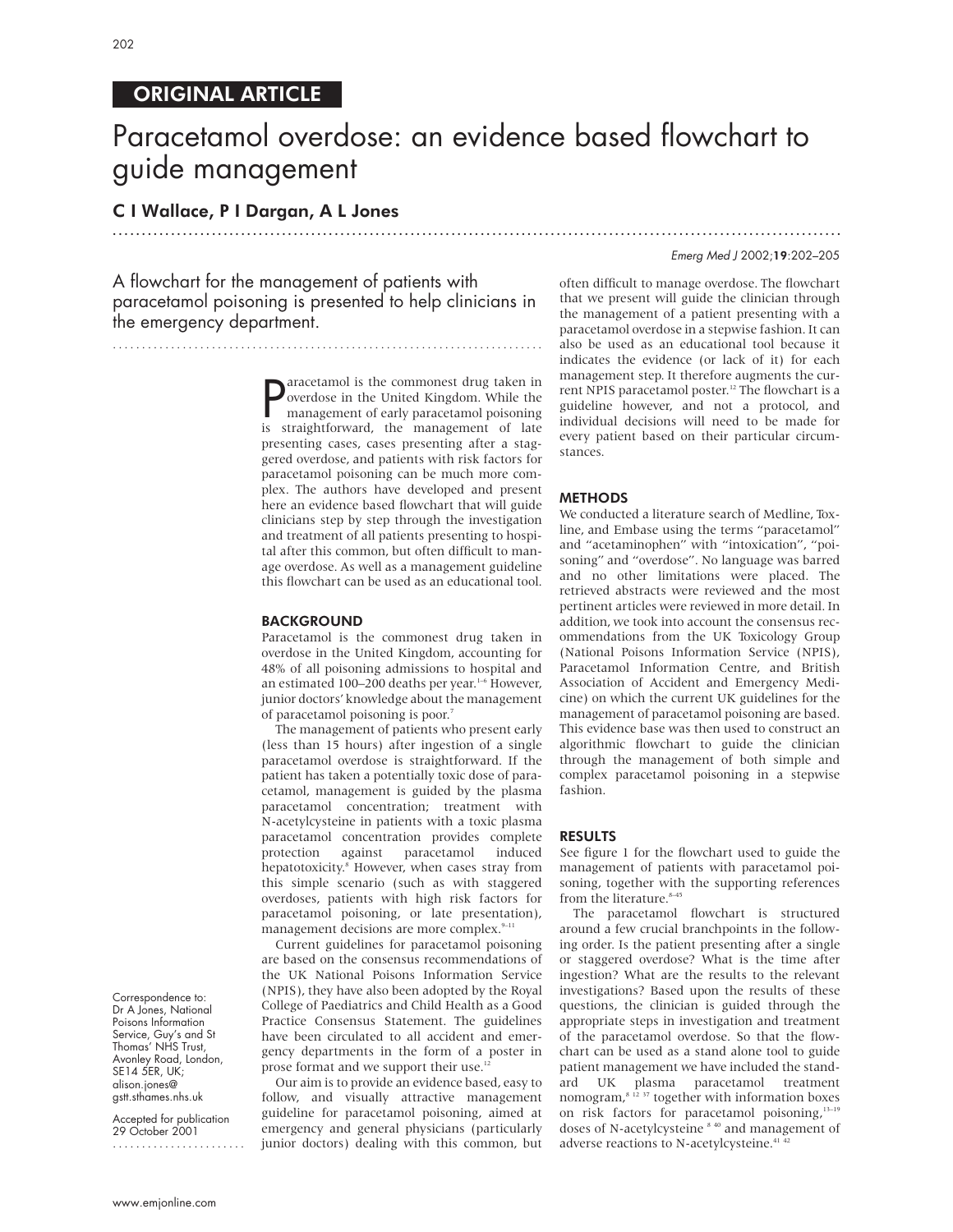ORIGINAL ARTICLE

# Paracetamol overdose: an evidence based flowchart to guide management

## C I Wallace, P I Dargan, A L Jones

A flowchart for the management of patients with paracetamol poisoning is presented to help clinicians in the emergency department.

Paracetamol is the commonest drug taken in overdose in the United Kingdom. While the management of early paracetamol poisoning is straightforward, the management of late presenting cases, cases presenting after a staggered overdose, and patients with risk factors for paracetamol poisoning can be much more complex. The authors have developed and present here an evidence based flowchart that will guide clinicians step by step through the investigation and treatment of all patients presenting to hospital after this common, but often difficult to manage overdose. As well as a management guideline this flowchart can be used as an educational tool.

### BACKGROUND

Paracetamol is the commonest drug taken in overdose in the United Kingdom, accounting for 48% of all poisoning admissions to hospital and an estimated 100–200 deaths per year.[1–6] However, junior doctors' knowledge about the management of paracetamol poisoning is poor.[7]

The management of patients who present early (less than 15 hours) after ingestion of a single paracetamol overdose is straightforward. If the patient has taken a potentially toxic dose of paracetamol, management is guided by the plasma paracetamol concentration; treatment with N-acetylcysteine in patients with a toxic plasma paracetamol concentration provides complete protection against paracetamol induced hepatotoxicity.[8] However, when cases stray from this simple scenario (such as with staggered overdoses, patients with high risk factors for paracetamol poisoning, or late presentation), management decisions are more complex.[9–11]

Current guidelines for paracetamol poisoning are based on the consensus recommendations of the UK National Poisons Information Service (NPIS), they have also been adopted by the Royal College of Paediatrics and Child Health as a Good Practice Consensus Statement. The guidelines have been circulated to all accident and emergency departments in the form of a poster in prose format and we support their use.[12]

Our aim is to provide an evidence based, easy to follow, and visually attractive management guideline for paracetamol poisoning, aimed at emergency and general physicians (particularly junior doctors) dealing with this common, but often difficult to manage overdose. The flowchart that we present will guide the clinician through the management of a patient presenting with a paracetamol overdose in a stepwise fashion. It can also be used as an educational tool because it indicates the evidence (or lack of it) for each management step. It therefore augments the current NPIS paracetamol poster.[12] The flowchart is a guideline however, and not a protocol, and individual decisions will need to be made for every patient based on their particular circumstances.

### METHODS

We conducted a literature search of Medline, Toxline, and Embase using the terms "paracetamol" and "acetaminophen" with "intoxication", "poisoning" and "overdose". No language was barred and no other limitations were placed. The retrieved abstracts were reviewed and the most pertinent articles were reviewed in more detail. In addition, we took into account the consensus recommendations from the UK Toxicology Group (National Poisons Information Service (NPIS), Paracetamol Information Centre, and British Association of Accident and Emergency Medicine) on which the current UK guidelines for the management of paracetamol poisoning are based. This evidence base was then used to construct an algorithmic flowchart to guide the clinician through the management of both simple and complex paracetamol poisoning in a stepwise fashion.

### RESULTS

See figure 1 for the flowchart used to guide the management of patients with paracetamol poisoning, together with the supporting references from the literature.[8–45]

The paracetamol flowchart is structured around a few crucial branchpoints in the following order. Is the patient presenting after a single or staggered overdose? What is the time after ingestion? What are the results to the relevant investigations? Based upon the results of these questions, the clinician is guided through the appropriate steps in investigation and treatment of the paracetamol overdose. So that the flowchart can be used as a stand alone tool to guide patient management we have included the standard UK plasma paracetamol treatment nomogram,[8,12,37] together with information boxes on risk factors for paracetamol poisoning,[13–19] doses of N-acetylcysteine[8,40] and management of adverse reactions to N-acetylcysteine.[41,42]

Correspondence to: Dr A Jones, National Poisons Information Service, Guy's and St Thomas' NHS Trust, Avonley Road, London, SE14 5ER, UK; alison.jones@gstt.sthames.nhs.uk

Accepted for publication 29 October 2001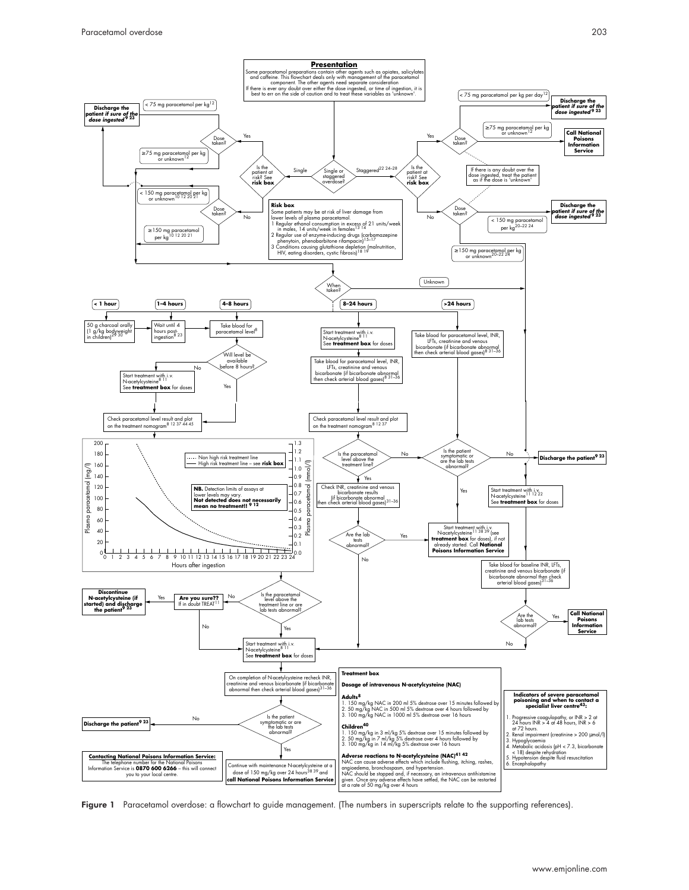## Presentation

Some paracetamol preparations contain other agents such as opiates, salicylates and caffeine. This flowchart deals only with management of the paracetamol component. The other agents need separate consideration. If there is ever any doubt over either the dose ingested, or time of ingestion, it is best to err on the side of caution and to treat these variables as 'unknown'.

**Single or staggered overdose?**

**Single** → Is the patient at risk? See **risk box**

- Yes → Dose taken?
  - < 75 mg paracetamol per kg[12] → **Discharge the patient *if sure of the dose ingested*[9 23]**
  - ≥75 mg paracetamol per kg or unknown[12] → When taken?
- No → Dose taken?
  - < 150 mg paracetamol per kg or unknown[10 12 20 21] → **Discharge the patient *if sure of the dose ingested*[9 23]**
  - ≥150 mg paracetamol per kg[10 12 20 21] → When taken?

**Staggered**[22 24–28] → Is the patient at risk? See **risk box**

- Yes → Dose taken?
  - < 75 mg paracetamol per kg per day[12] → **Discharge the patient *if sure of the dose ingested*[9 23]**
  - ≥75 mg paracetamol per kg or unknown[12] → **Call National Poisons Information Service**
  - If there is any doubt over the dose ingested, treat the patient as if the dose is 'unknown'
- No → Dose taken?
  - < 150 mg paracetamol per kg[20–22 24] → **Discharge the patient *if sure of the dose ingested*[9 23]**
  - ≥150 mg paracetamol per kg or unknown[20–22 24] → Start treatment with i.v. N-acetylcysteine

**Risk box**

Some patients may be at risk of liver damage from lower levels of plasma paracetamol.

1. Regular ethanol consumption in excess of 21 units/week in males, 14 units/week in females[13 14]
2. Regular use of enzyme-inducing drugs (carbamazepine phenytoin, phenobarbitone rifampicin)[15–17]
3. Conditions causing glutathione depletion (malnutrition, HIV, eating disorders, cystic fibrosis)[18 19]

**When taken?**

- **< 1 hour** → 50 g charcoal orally (1 g/kg bodyweight in children)[29 30] → Wait until 4 hours post-ingestion[8 23] → Take blood for paracetamol level[8]
- **1–4 hours** → Wait until 4 hours post-ingestion[8 23] → Take blood for paracetamol level[8]
- **4–8 hours** → Take blood for paracetamol level[8] → Will level be available before 8 hours?
  - No → Start treatment with i.v. N-acetylcysteine[8 11]. See **treatment box** for doses → Check paracetamol level result and plot on the treatment nomogram[8 12 37 44 45]
  - Yes → Check paracetamol level result and plot on the treatment nomogram[8 12 37 44 45]
- **8–24 hours** → Start treatment with i.v. N-acetylcysteine[8 11]. See **treatment box** for doses → Take blood for paracetamol level, INR, LFTs, creatinine and venous bicarbonate (if bicarbonate abnormal then check arterial blood gases)[8 31–36] → Check paracetamol level result and plot on the treatment nomogram[8 12 37] → Is the paracetamol level above the treatment line?
  - Yes → Check INR, creatinine and venous bicarbonate results (if bicarbonate abnormal then check arterial blood gases)[31–36] → Are the lab tests abnormal?
    - Yes → Start treatment with i.v. N-acetylcysteine[11 38 39] (see **treatment box** for doses), if not already started. Call **National Poisons Information Service**
    - No → Start treatment with i.v. N-acetylcysteine[8 11]. See **treatment box** for doses
  - No → Is the patient symptomatic or are the lab tests abnormal?
    - Yes → Start treatment with i.v. N-acetylcysteine[11 38 39] (see **treatment box** for doses), if not already started. Call **National Poisons Information Service**
    - No → **Discharge the patient[9 23]**
- **>24 hours** → Take blood for paracetamol level, INR, LFTs, creatinine and venous bicarbonate (if bicarbonate abnormal then check arterial blood gases)[8 31–36] → Is the patient symptomatic or are the lab tests abnormal?
- **Unknown** → Start treatment with i.v. N-acetylcysteine[11 12 22]. See **treatment box** for doses → Take blood for baseline INR, LFTs, creatinine and venous bicarbonate (if bicarbonate abnormal then check arterial blood gases)[31–36] → Are the lab tests abnormal?
  - Yes → **Call National Poisons Information Service**
  - No → Start treatment with i.v. N-acetylcysteine[8 11]. See **treatment box** for doses

**Treatment nomogram** (Plasma paracetamol (mg/l) 0–200; Plasma paracetamol (mmol/l) 0.0–1.3; Hours after ingestion 0–24)

- Non high risk treatment line (dotted)
- High risk treatment line – see **risk box** (solid)

**NB.** Detection limits of assays at lower levels may vary. **Not detected does not necessarily mean no treatment!![9 12]**

Is the paracetamol level above the treatment line or are lab tests abnormal?

- No → **Are you sure??** If in doubt TREAT[11]
  - Yes → **Discontinue N-acetylcysteine (if started) and discharge the patient[9 23]**
  - No → Start treatment with i.v. N-acetylcysteine[8 11]. See **treatment box** for doses
- Yes → Start treatment with i.v. N-acetylcysteine[8 11]. See **treatment box** for doses

On completion of N-acetylcysteine recheck INR, creatinine and venous bicarbonate (if bicarbonate abnormal then check arterial blood gases)[31–36] → Is the patient symptomatic or are the lab tests abnormal?

- No → **Discharge the patient[9 23]**
- Yes → Continue with maintenance N-acetylcysteine at a dose of 150 mg/kg over 24 hours[38 39] and **call National Poisons Information Service**

**Treatment box**

**Dosage of intravenous N-acetylcysteine (NAC)**

**Adults[8]**

1. 150 mg/kg NAC in 200 ml 5% dextrose over 15 minutes followed by
2. 50 mg/kg NAC in 500 ml 5% dextrose over 4 hours followed by
3. 100 mg/kg NAC in 1000 ml 5% dextrose over 16 hours

**Children[40]**

1. 150 mg/kg in 3 ml/kg 5% dextrose over 15 minutes followed by
2. 50 mg/kg in 7 ml/kg 5% dextrose over 4 hours followed by
3. 100 mg/kg in 14 ml/kg 5% dextrose over 16 hours

**Adverse reactions to N-acetylcysteine (NAC)[41 42]**

NAC can cause adverse effects which include flushing, itching, rashes, angioedema, bronchospasm, and hypertension. NAC should be stopped and, if necessary, an intravenous antihistamine given. Once any adverse effects have settled, the NAC can be restarted at a rate of 50 mg/kg over 4 hours

**Indicators of severe paracetamol poisoning and when to contact a specialist liver centre[43]:**

1. Progressive coagulopathy, or INR > 2 at 24 hours INR > 4 at 48 hours, INR > 6 at 72 hours.
2. Renal impairment (creatinine > 200 μmol/l)
3. Hypoglycaemia
4. Metabolic acidosis (pH < 7.3, bicarbonate < 18) despite rehydration
5. Hypotension despite fluid resuscitation
6. Encephalopathy

**Contacting National Poisons Information Service:**
The telephone number for the National Poisons Information Service is **0870 600 6266** – this will connect you to your local centre.

**Figure 1** Paracetamol overdose: a flowchart to guide management. (The numbers in superscripts relate to the supporting references).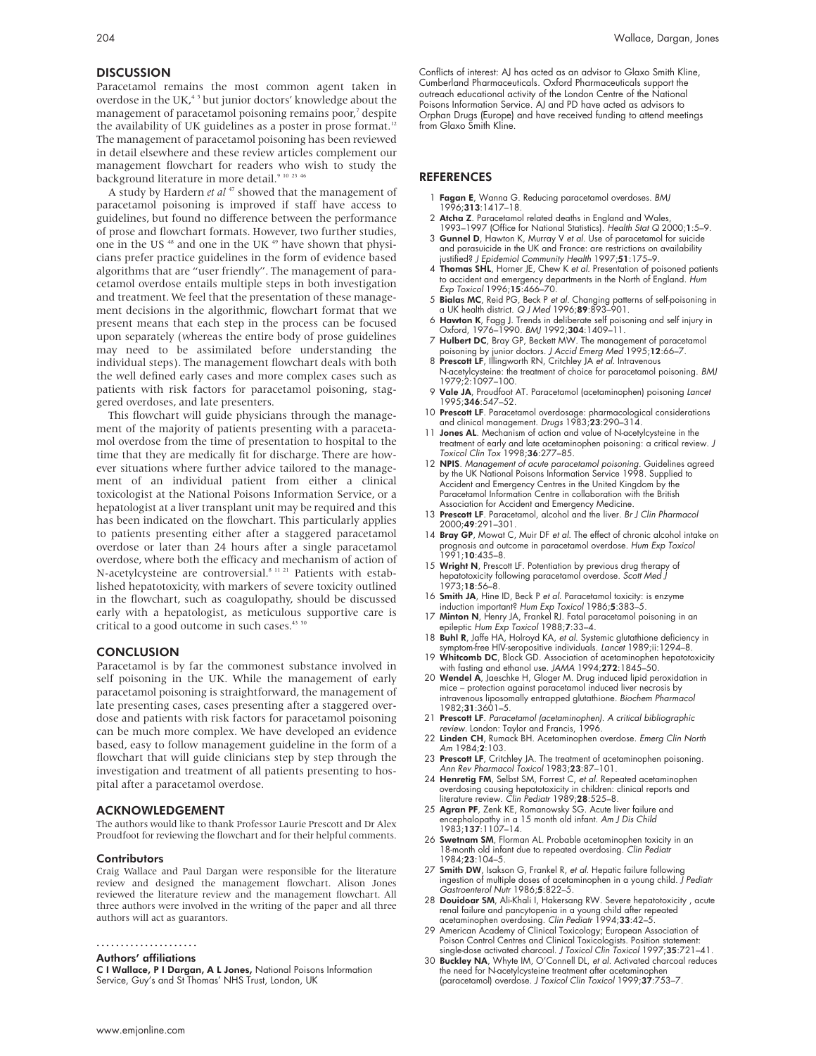## DISCUSSION

Paracetamol remains the most common agent taken in overdose in the UK,[4 5] but junior doctors' knowledge about the management of paracetamol poisoning remains poor,[7] despite the availability of UK guidelines as a poster in prose format.[12] The management of paracetamol poisoning has been reviewed in detail elsewhere and these review articles complement our management flowchart for readers who wish to study the background literature in more detail.[9 10 23 46]

A study by Hardern *et al*[47] showed that the management of paracetamol poisoning is improved if staff have access to guidelines, but found no difference between the performance of prose and flowchart formats. However, two further studies, one in the US[48] and one in the UK[49] have shown that physicians prefer practice guidelines in the form of evidence based algorithms that are "user friendly". The management of paracetamol overdose entails multiple steps in both investigation and treatment. We feel that the presentation of these management decisions in the algorithmic, flowchart format that we present means that each step in the process can be focused upon separately (whereas the entire body of prose guidelines may need to be assimilated before understanding the individual steps). The management flowchart deals with both the well defined early cases and more complex cases such as patients with risk factors for paracetamol poisoning, staggered overdoses, and late presenters.

This flowchart will guide physicians through the management of the majority of patients presenting with a paracetamol overdose from the time of presentation to hospital to the time that they are medically fit for discharge. There are however situations where further advice tailored to the management of an individual patient from either a clinical toxicologist at the National Poisons Information Service, or a hepatologist at a liver transplant unit may be required and this has been indicated on the flowchart. This particularly applies to patients presenting either after a staggered paracetamol overdose or later than 24 hours after a single paracetamol overdose, where both the efficacy and mechanism of action of N-acetylcysteine are controversial.[8 11 21] Patients with established hepatotoxicity, with markers of severe toxicity outlined in the flowchart, such as coagulopathy, should be discussed early with a hepatologist, as meticulous supportive care is critical to a good outcome in such cases.[43 50]

## CONCLUSION

Paracetamol is by far the commonest substance involved in self poisoning in the UK. While the management of early paracetamol poisoning is straightforward, the management of late presenting cases, cases presenting after a staggered overdose and patients with risk factors for paracetamol poisoning can be much more complex. We have developed an evidence based, easy to follow management guideline in the form of a flowchart that will guide clinicians step by step through the investigation and treatment of all patients presenting to hospital after a paracetamol overdose.

## ACKNOWLEDGEMENT

The authors would like to thank Professor Laurie Prescott and Dr Alex Proudfoot for reviewing the flowchart and for their helpful comments.

### Contributors

Craig Wallace and Paul Dargan were responsible for the literature review and designed the management flowchart. Alison Jones reviewed the literature review and the management flowchart. All three authors were involved in the writing of the paper and all three authors will act as guarantors.

### Authors' affiliations

**C I Wallace, P I Dargan, A L Jones,** National Poisons Information Service, Guy's and St Thomas' NHS Trust, London, UK

Conflicts of interest: AJ has acted as an advisor to Glaxo Smith Kline, Cumberland Pharmaceuticals. Oxford Pharmaceuticals support the outreach educational activity of the London Centre of the National Poisons Information Service. AJ and PD have acted as advisors to Orphan Drugs (Europe) and have received funding to attend meetings from Glaxo Smith Kline.

## REFERENCES

1. **Fagan E**, Wanna G. Reducing paracetamol overdoses. *BMJ* 1996;**313**:1417–18.
2. **Atcha Z**. Paracetamol related deaths in England and Wales, 1993–1997 (Office for National Statistics). *Health Stat Q* 2000;**1**:5–9.
3. **Gunnel D**, Hawton K, Murray V *et al*. Use of paracetamol for suicide and parasuicide in the UK and France: are restrictions on availability justified? *J Epidemiol Community Health* 1997;**51**:175–9.
4. **Thomas SHL**, Horner JE, Chew K *et al*. Presentation of poisoned patients to accident and emergency departments in the North of England. *Hum Exp Toxicol* 1996;**15**:466–70.
5. **Bialas MC**, Reid PG, Beck P *et al*. Changing patterns of self-poisoning in a UK health district. *Q J Med* 1996;**89**:893–901.
6. **Hawton K**, Fagg J. Trends in deliberate self poisoning and self injury in Oxford, 1976–1990. *BMJ* 1992;**304**:1409–11.
7. **Hulbert DC**, Bray GP, Beckett MW. The management of paracetamol poisoning by junior doctors. *J Accid Emerg Med* 1995;**12**:66–7.
8. **Prescott LF**, Illingworth RN, Critchley JA *et al*. Intravenous N-acetylcysteine: the treatment of choice for paracetamol poisoning. *BMJ* 1979;2:1097–100.
9. **Vale JA**, Proudfoot AT. Paracetamol (acetaminophen) poisoning *Lancet* 1995;**346**:547–52.
10. **Prescott LF**. Paracetamol overdosage: pharmacological considerations and clinical management. *Drugs* 1983;**23**:290–314.
11. **Jones AL**. Mechanism of action and value of N-acetylcysteine in the treatment of early and late acetaminophen poisoning: a critical review. *J Toxicol Clin Tox* 1998;**36**:277–85.
12. **NPIS**. *Management of acute paracetamol poisoning*. Guidelines agreed by the UK National Poisons Information Service 1998. Supplied to Accident and Emergency Centres in the United Kingdom by the Paracetamol Information Centre in collaboration with the British Association for Accident and Emergency Medicine.
13. **Prescott LF**. Paracetamol, alcohol and the liver. *Br J Clin Pharmacol* 2000;**49**:291–301.
14. **Bray GP**, Mowat C, Muir DF *et al*. The effect of chronic alcohol intake on prognosis and outcome in paracetamol overdose. *Hum Exp Toxicol* 1991;**10**:435–8.
15. **Wright N**, Prescott LF. Potentiation by previous drug therapy of hepatotoxicity following paracetamol overdose. *Scott Med J* 1973;**18**:56–8.
16. **Smith JA**, Hine ID, Beck P *et al*. Paracetamol toxicity: is enzyme induction important? *Hum Exp Toxicol* 1986;**5**:383–5.
17. **Minton N**, Henry JA, Frankel RJ. Fatal paracetamol poisoning in an epileptic *Hum Exp Toxicol* 1988;**7**:33–4.
18. **Buhl R**, Jaffe HA, Holroyd KA, *et al*. Systemic glutathione deficiency in symptom-free HIV-seropositive individuals. *Lancet* 1989;ii:1294–8.
19. **Whitcomb DC**, Block GD. Association of acetaminophen hepatotoxicity with fasting and ethanol use. *JAMA* 1994;**272**:1845–50.
20. **Wendel A**, Jaeschke H, Gloger M. Drug induced lipid peroxidation in mice – protection against paracetamol induced liver necrosis by intravenous liposomally entrapped glutathione. *Biochem Pharmacol* 1982;**31**:3601–5.
21. **Prescott LF**. *Paracetamol (acetaminophen). A critical bibliographic review*. London: Taylor and Francis, 1996.
22. **Linden CH**, Rumack BH. Acetaminophen overdose. *Emerg Clin North Am* 1984;**2**:103.
23. **Prescott LF**, Critchley JA. The treatment of acetaminophen poisoning. *Ann Rev Pharmacol Toxicol* 1983;**23**:87–101.
24. **Henretig FM**, Selbst SM, Forrest C, *et al*. Repeated acetaminophen overdosing causing hepatotoxicity in children: clinical reports and literature review. *Clin Pediatr* 1989;**28**:525–8.
25. **Agran PF**, Zenk KE, Romanowsky SG. Acute liver failure and encephalopathy in a 15 month old infant. *Am J Dis Child* 1983;**137**:1107–14.
26. **Swetnam SM**, Florman AL. Probable acetaminophen toxicity in an 18-month old infant due to repeated overdosing. *Clin Pediatr* 1984;**23**:104–5.
27. **Smith DW**, Isakson G, Frankel R, *et al*. Hepatic failure following ingestion of multiple doses of acetaminophen in a young child. *J Pediatr Gastroenterol Nutr* 1986;**5**:822–5.
28. **Douidoar SM**, Ali-Khali I, Hakersang RW. Severe hepatotoxicity , acute renal failure and pancytopenia in a young child after repeated acetaminophen overdosing. *Clin Pediatr* 1994;**33**:42–5.
29. American Academy of Clinical Toxicology; European Association of Poison Control Centres and Clinical Toxicologists. Position statement: single-dose activated charcoal. *J Toxicol Clin Toxicol* 1997;**35**:721–41.
30. **Buckley NA**, Whyte IM, O'Connell DL, *et al*. Activated charcoal reduces the need for N-acetylcysteine treatment after acetaminophen (paracetamol) overdose. *J Toxicol Clin Toxicol* 1999;**37**:753–7.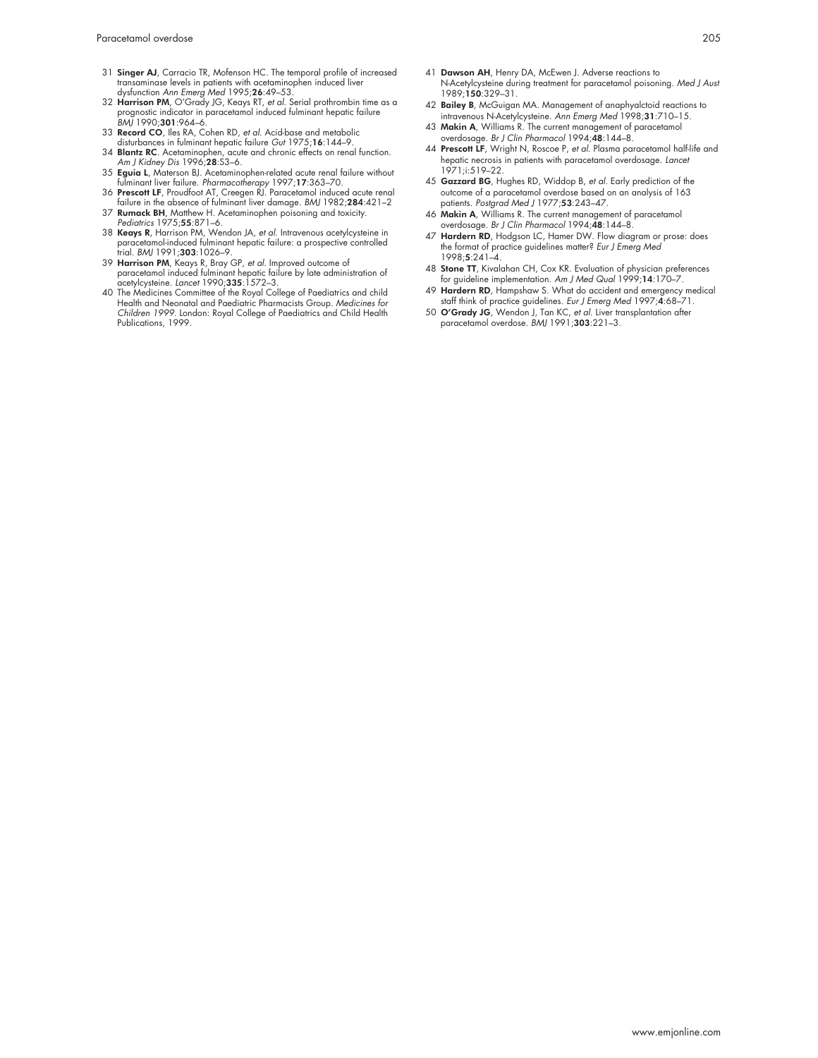31 **Singer AJ**, Carraccio TR, Mofenson HC. The temporal profile of increased transaminase levels in patients with acetaminophen induced liver dysfunction *Ann Emerg Med* 1995;**26**:49–53.

32 **Harrison PM**, O'Grady JG, Keays RT, *et al*. Serial prothrombin time as a prognostic indicator in paracetamol induced fulminant hepatic failure *BMJ* 1990;**301**:964–6.

33 **Record CO**, Iles RA, Cohen RD, *et al*. Acid-base and metabolic disturbances in fulminant hepatic failure *Gut* 1975;**16**:144–9.

34 **Blantz RC**. Acetaminophen, acute and chronic effects on renal function. *Am J Kidney Dis* 1996;**28**:S3–6.

35 **Eguia L**, Materson BJ. Acetaminophen-related acute renal failure without fulminant liver failure. *Pharmacotherapy* 1997;**17**:363–70.

36 **Prescott LF**, Proudfoot AT, Creegen RJ. Paracetamol induced acute renal failure in the absence of fulminant liver damage. *BMJ* 1982;**284**:421–2

37 **Rumack BH**, Matthew H. Acetaminophen poisoning and toxicity. *Pediatrics* 1975;**55**:871–6.

38 **Keays R**, Harrison PM, Wendon JA, *et al*. Intravenous acetylcysteine in paracetamol-induced fulminant hepatic failure: a prospective controlled trial. *BMJ* 1991;**303**:1026–9.

39 **Harrison PM**, Keays R, Bray GP, *et al*. Improved outcome of paracetamol induced fulminant hepatic failure by late administration of acetylcysteine. *Lancet* 1990;**335**:1572–3.

40 The Medicines Committee of the Royal College of Paediatrics and child Health and Neonatal and Paediatric Pharmacists Group. *Medicines for Children 1999*. London: Royal College of Paediatrics and Child Health Publications, 1999.

41 **Dawson AH**, Henry DA, McEwen J. Adverse reactions to N-Acetylcysteine during treatment for paracetamol poisoning. *Med J Aust* 1989;**150**:329–31.

42 **Bailey B**, McGuigan MA. Management of anaphyalctoid reactions to intravenous N-Acetylcysteine. *Ann Emerg Med* 1998;**31**:710–15.

43 **Makin A**, Williams R. The current management of paracetamol overdosage. *Br J Clin Pharmacol* 1994;**48**:144–8.

44 **Prescott LF**, Wright N, Roscoe P, *et al*. Plasma paracetamol half-life and hepatic necrosis in patients with paracetamol overdosage. *Lancet* 1971;i:519–22.

45 **Gazzard BG**, Hughes RD, Widdop B, *et al*. Early prediction of the outcome of a paracetamol overdose based on an analysis of 163 patients. *Postgrad Med J* 1977;**53**:243–47.

46 **Makin A**, Williams R. The current management of paracetamol overdosage. *Br J Clin Pharmacol* 1994;**48**:144–8.

47 **Hardern RD**, Hodgson LC, Hamer DW. Flow diagram or prose: does the format of practice guidelines matter? *Eur J Emerg Med* 1998;**5**:241–4.

48 **Stone TT**, Kivalahan CH, Cox KR. Evaluation of physician preferences for guideline implementation. *Am J Med Qual* 1999;**14**:170–7.

49 **Hardern RD**, Hampshaw S. What do accident and emergency medical staff think of practice guidelines. *Eur J Emerg Med* 1997;**4**:68–71.

50 **O'Grady JG**, Wendon J, Tan KC, *et al*. Liver transplantation after paracetamol overdose. *BMJ* 1991;**303**:221–3.